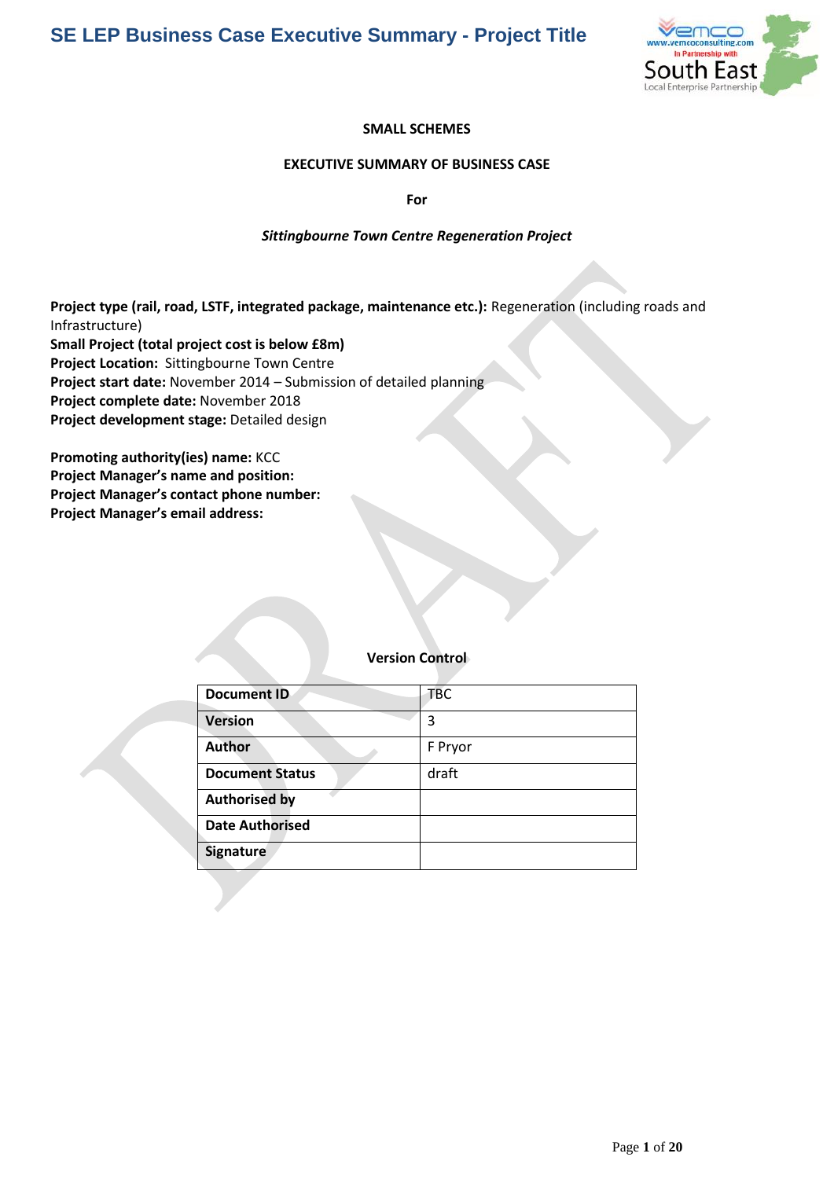# SE LEP Business Case Executive Summary - Project Title

**SMALL SCHEMES**

**EXECUTIVE SUMMARY OF BUSINESS CASE**

**For**

***Sittingbourne Town Centre Regeneration Project***

**Project type (rail, road, LSTF, integrated package, maintenance etc.):** Regeneration (including roads and Infrastructure)
**Small Project (total project cost is below £8m)**
**Project Location:** Sittingbourne Town Centre
**Project start date:** November 2014 – Submission of detailed planning
**Project complete date:** November 2018
**Project development stage:** Detailed design

**Promoting authority(ies) name:** KCC
**Project Manager's name and position:**
**Project Manager's contact phone number:**
**Project Manager's email address:**

**Version Control**

| **Document ID** | TBC |
|---|---|
| **Version** | 3 |
| **Author** | F Pryor |
| **Document Status** | draft |
| **Authorised by** | |
| **Date Authorised** | |
| **Signature** | |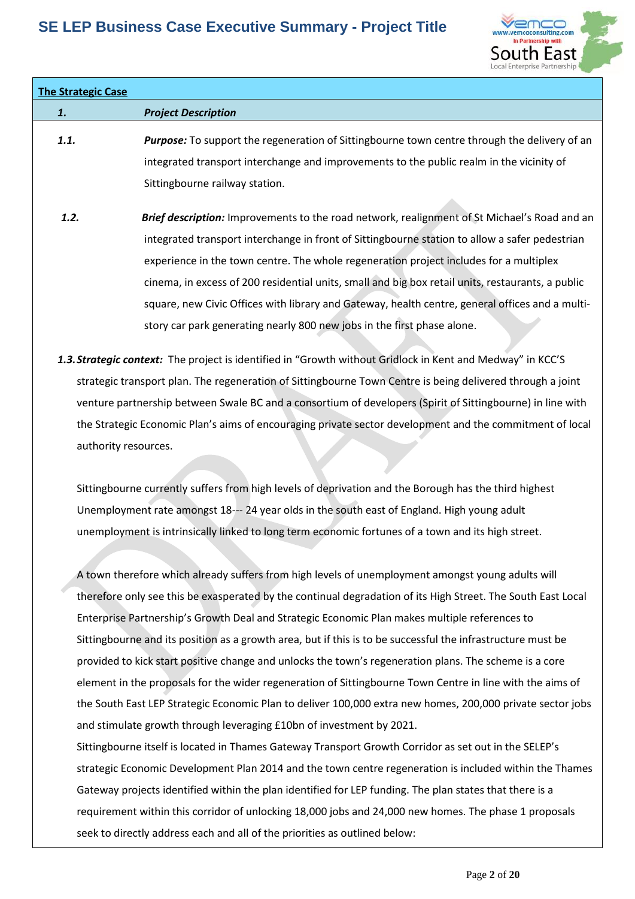## The Strategic Case

### 1. Project Description

**1.1.** ***Purpose:*** To support the regeneration of Sittingbourne town centre through the delivery of an integrated transport interchange and improvements to the public realm in the vicinity of Sittingbourne railway station.

**1.2.** ***Brief description:*** Improvements to the road network, realignment of St Michael's Road and an integrated transport interchange in front of Sittingbourne station to allow a safer pedestrian experience in the town centre. The whole regeneration project includes for a multiplex cinema, in excess of 200 residential units, small and big box retail units, restaurants, a public square, new Civic Offices with library and Gateway, health centre, general offices and a multi-story car park generating nearly 800 new jobs in the first phase alone.

***1.3. Strategic context:*** The project is identified in "Growth without Gridlock in Kent and Medway" in KCC'S strategic transport plan. The regeneration of Sittingbourne Town Centre is being delivered through a joint venture partnership between Swale BC and a consortium of developers (Spirit of Sittingbourne) in line with the Strategic Economic Plan's aims of encouraging private sector development and the commitment of local authority resources.

Sittingbourne currently suffers from high levels of deprivation and the Borough has the third highest Unemployment rate amongst 18--- 24 year olds in the south east of England. High young adult unemployment is intrinsically linked to long term economic fortunes of a town and its high street.

A town therefore which already suffers from high levels of unemployment amongst young adults will therefore only see this be exasperated by the continual degradation of its High Street. The South East Local Enterprise Partnership's Growth Deal and Strategic Economic Plan makes multiple references to Sittingbourne and its position as a growth area, but if this is to be successful the infrastructure must be provided to kick start positive change and unlocks the town's regeneration plans. The scheme is a core element in the proposals for the wider regeneration of Sittingbourne Town Centre in line with the aims of the South East LEP Strategic Economic Plan to deliver 100,000 extra new homes, 200,000 private sector jobs and stimulate growth through leveraging £10bn of investment by 2021.

Sittingbourne itself is located in Thames Gateway Transport Growth Corridor as set out in the SELEP's strategic Economic Development Plan 2014 and the town centre regeneration is included within the Thames Gateway projects identified within the plan identified for LEP funding. The plan states that there is a requirement within this corridor of unlocking 18,000 jobs and 24,000 new homes. The phase 1 proposals seek to directly address each and all of the priorities as outlined below: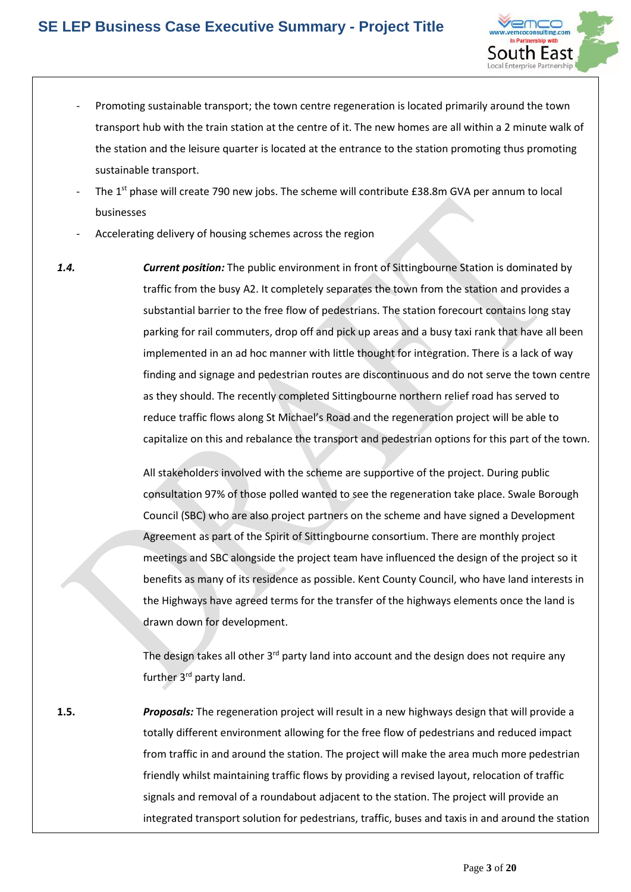- Promoting sustainable transport; the town centre regeneration is located primarily around the town transport hub with the train station at the centre of it. The new homes are all within a 2 minute walk of the station and the leisure quarter is located at the entrance to the station promoting thus promoting sustainable transport.
- The 1st phase will create 790 new jobs. The scheme will contribute £38.8m GVA per annum to local businesses
- Accelerating delivery of housing schemes across the region

***1.4.*** ***Current position:*** The public environment in front of Sittingbourne Station is dominated by traffic from the busy A2. It completely separates the town from the station and provides a substantial barrier to the free flow of pedestrians. The station forecourt contains long stay parking for rail commuters, drop off and pick up areas and a busy taxi rank that have all been implemented in an ad hoc manner with little thought for integration. There is a lack of way finding and signage and pedestrian routes are discontinuous and do not serve the town centre as they should. The recently completed Sittingbourne northern relief road has served to reduce traffic flows along St Michael's Road and the regeneration project will be able to capitalize on this and rebalance the transport and pedestrian options for this part of the town.

All stakeholders involved with the scheme are supportive of the project. During public consultation 97% of those polled wanted to see the regeneration take place. Swale Borough Council (SBC) who are also project partners on the scheme and have signed a Development Agreement as part of the Spirit of Sittingbourne consortium. There are monthly project meetings and SBC alongside the project team have influenced the design of the project so it benefits as many of its residence as possible. Kent County Council, who have land interests in the Highways have agreed terms for the transfer of the highways elements once the land is drawn down for development.

The design takes all other 3rd party land into account and the design does not require any further 3rd party land.

**1.5.** ***Proposals:*** The regeneration project will result in a new highways design that will provide a totally different environment allowing for the free flow of pedestrians and reduced impact from traffic in and around the station. The project will make the area much more pedestrian friendly whilst maintaining traffic flows by providing a revised layout, relocation of traffic signals and removal of a roundabout adjacent to the station. The project will provide an integrated transport solution for pedestrians, traffic, buses and taxis in and around the station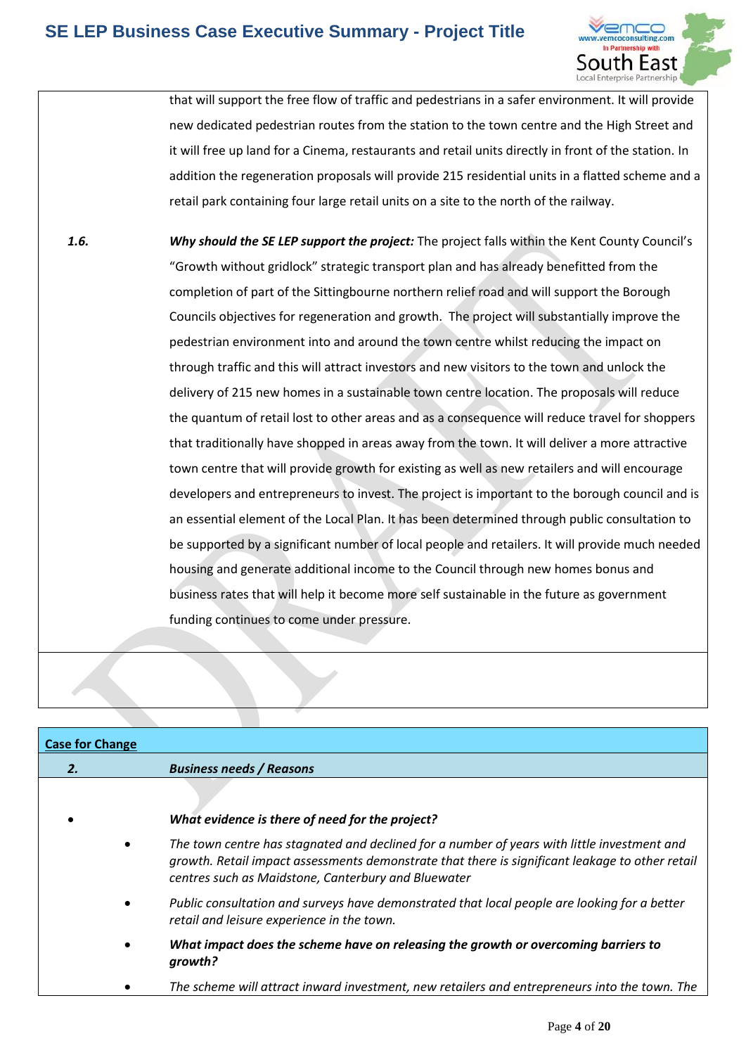that will support the free flow of traffic and pedestrians in a safer environment. It will provide new dedicated pedestrian routes from the station to the town centre and the High Street and it will free up land for a Cinema, restaurants and retail units directly in front of the station. In addition the regeneration proposals will provide 215 residential units in a flatted scheme and a retail park containing four large retail units on a site to the north of the railway.

*1.6.* ***Why should the SE LEP support the project:*** The project falls within the Kent County Council's "Growth without gridlock" strategic transport plan and has already benefitted from the completion of part of the Sittingbourne northern relief road and will support the Borough Councils objectives for regeneration and growth. The project will substantially improve the pedestrian environment into and around the town centre whilst reducing the impact on through traffic and this will attract investors and new visitors to the town and unlock the delivery of 215 new homes in a sustainable town centre location. The proposals will reduce the quantum of retail lost to other areas and as a consequence will reduce travel for shoppers that traditionally have shopped in areas away from the town. It will deliver a more attractive town centre that will provide growth for existing as well as new retailers and will encourage developers and entrepreneurs to invest. The project is important to the borough council and is an essential element of the Local Plan. It has been determined through public consultation to be supported by a significant number of local people and retailers. It will provide much needed housing and generate additional income to the Council through new homes bonus and business rates that will help it become more self sustainable in the future as government funding continues to come under pressure.

## Case for Change

### 2. *Business needs / Reasons*

- ***What evidence is there of need for the project?***
  - *The town centre has stagnated and declined for a number of years with little investment and growth. Retail impact assessments demonstrate that there is significant leakage to other retail centres such as Maidstone, Canterbury and Bluewater*
  - *Public consultation and surveys have demonstrated that local people are looking for a better retail and leisure experience in the town.*
  - ***What impact does the scheme have on releasing the growth or overcoming barriers to growth?***
  - *The scheme will attract inward investment, new retailers and entrepreneurs into the town. The*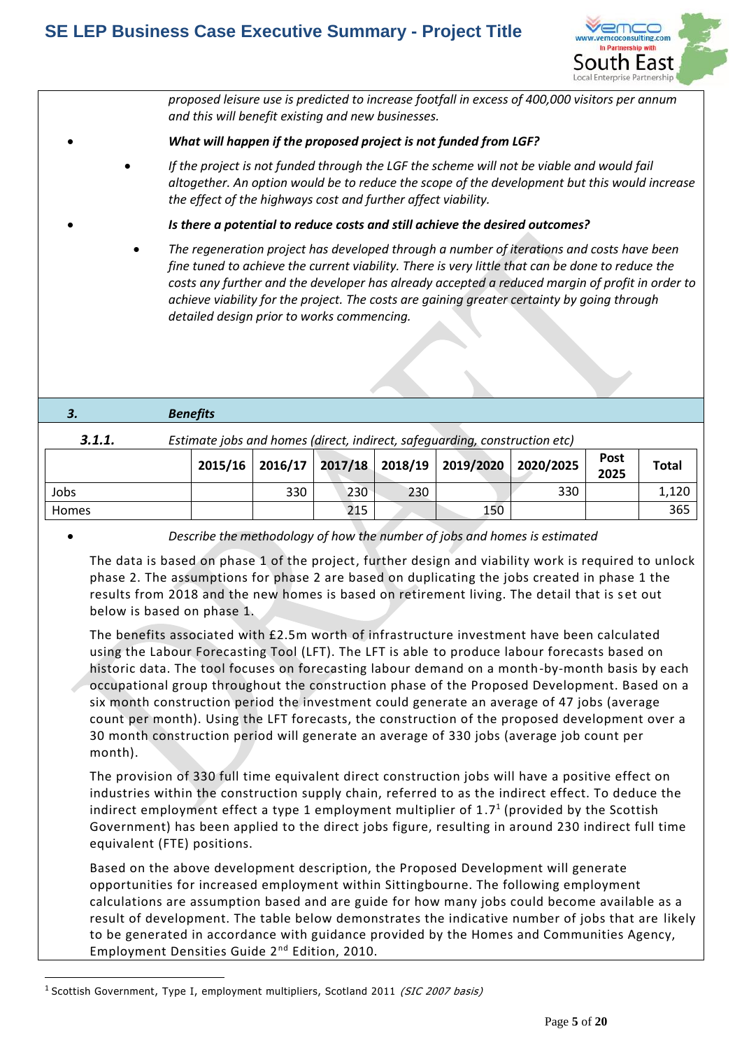*proposed leisure use is predicted to increase footfall in excess of 400,000 visitors per annum and this will benefit existing and new businesses.*

- ***What will happen if the proposed project is not funded from LGF?***
  - *If the project is not funded through the LGF the scheme will not be viable and would fail altogether. An option would be to reduce the scope of the development but this would increase the effect of the highways cost and further affect viability.*
- ***Is there a potential to reduce costs and still achieve the desired outcomes?***
  - *The regeneration project has developed through a number of iterations and costs have been fine tuned to achieve the current viability. There is very little that can be done to reduce the costs any further and the developer has already accepted a reduced margin of profit in order to achieve viability for the project. The costs are gaining greater certainty by going through detailed design prior to works commencing.*

## 3. Benefits

### 3.1.1. Estimate jobs and homes (direct, indirect, safeguarding, construction etc)

| | 2015/16 | 2016/17 | 2017/18 | 2018/19 | 2019/2020 | 2020/2025 | Post 2025 | Total |
|---|---|---|---|---|---|---|---|---|
| Jobs | | 330 | 230 | 230 | | 330 | | 1,120 |
| Homes | | | 215 | | 150 | | | 365 |

- *Describe the methodology of how the number of jobs and homes is estimated*

The data is based on phase 1 of the project, further design and viability work is required to unlock phase 2. The assumptions for phase 2 are based on duplicating the jobs created in phase 1 the results from 2018 and the new homes is based on retirement living. The detail that is set out below is based on phase 1.

The benefits associated with £2.5m worth of infrastructure investment have been calculated using the Labour Forecasting Tool (LFT). The LFT is able to produce labour forecasts based on historic data. The tool focuses on forecasting labour demand on a month-by-month basis by each occupational group throughout the construction phase of the Proposed Development. Based on a six month construction period the investment could generate an average of 47 jobs (average count per month). Using the LFT forecasts, the construction of the proposed development over a 30 month construction period will generate an average of 330 jobs (average job count per month).

The provision of 330 full time equivalent direct construction jobs will have a positive effect on industries within the construction supply chain, referred to as the indirect effect. To deduce the indirect employment effect a type 1 employment multiplier of 1.7[1] (provided by the Scottish Government) has been applied to the direct jobs figure, resulting in around 230 indirect full time equivalent (FTE) positions.

Based on the above development description, the Proposed Development will generate opportunities for increased employment within Sittingbourne. The following employment calculations are assumption based and are guide for how many jobs could become available as a result of development. The table below demonstrates the indicative number of jobs that are likely to be generated in accordance with guidance provided by the Homes and Communities Agency, Employment Densities Guide 2nd Edition, 2010.

---

[1] Scottish Government, Type I, employment multipliers, Scotland 2011 *(SIC 2007 basis)*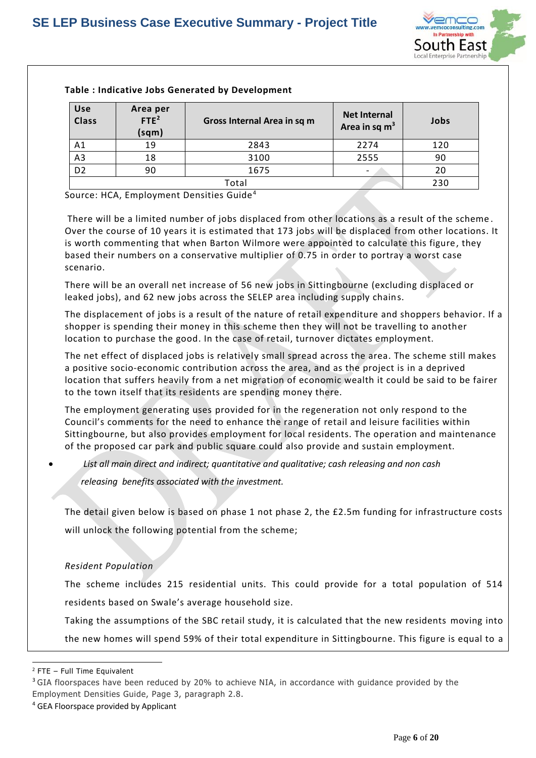**Table : Indicative Jobs Generated by Development**

| Use Class | Area per FTE[2] (sqm) | Gross Internal Area in sq m | Net Internal Area in sq m[3] | Jobs |
|---|---|---|---|---|
| A1 | 19 | 2843 | 2274 | 120 |
| A3 | 18 | 3100 | 2555 | 90 |
| D2 | 90 | 1675 | - | 20 |
| Total | | | | 230 |

Source: HCA, Employment Densities Guide[4]

There will be a limited number of jobs displaced from other locations as a result of the scheme. Over the course of 10 years it is estimated that 173 jobs will be displaced from other locations. It is worth commenting that when Barton Wilmore were appointed to calculate this figure, they based their numbers on a conservative multiplier of 0.75 in order to portray a worst case scenario.

There will be an overall net increase of 56 new jobs in Sittingbourne (excluding displaced or leaked jobs), and 62 new jobs across the SELEP area including supply chains.

The displacement of jobs is a result of the nature of retail expenditure and shoppers behavior. If a shopper is spending their money in this scheme then they will not be travelling to another location to purchase the good. In the case of retail, turnover dictates employment.

The net effect of displaced jobs is relatively small spread across the area. The scheme still makes a positive socio-economic contribution across the area, and as the project is in a deprived location that suffers heavily from a net migration of economic wealth it could be said to be fairer to the town itself that its residents are spending money there.

The employment generating uses provided for in the regeneration not only respond to the Council's comments for the need to enhance the range of retail and leisure facilities within Sittingbourne, but also provides employment for local residents. The operation and maintenance of the proposed car park and public square could also provide and sustain employment.

- *List all main direct and indirect; quantitative and qualitative; cash releasing and non cash releasing benefits associated with the investment.*

The detail given below is based on phase 1 not phase 2, the £2.5m funding for infrastructure costs will unlock the following potential from the scheme;

*Resident Population*

The scheme includes 215 residential units. This could provide for a total population of 514 residents based on Swale's average household size.

Taking the assumptions of the SBC retail study, it is calculated that the new residents moving into the new homes will spend 59% of their total expenditure in Sittingbourne. This figure is equal to a

---

[2] FTE – Full Time Equivalent

[3] GIA floorspaces have been reduced by 20% to achieve NIA, in accordance with guidance provided by the Employment Densities Guide, Page 3, paragraph 2.8.

[4] GEA Floorspace provided by Applicant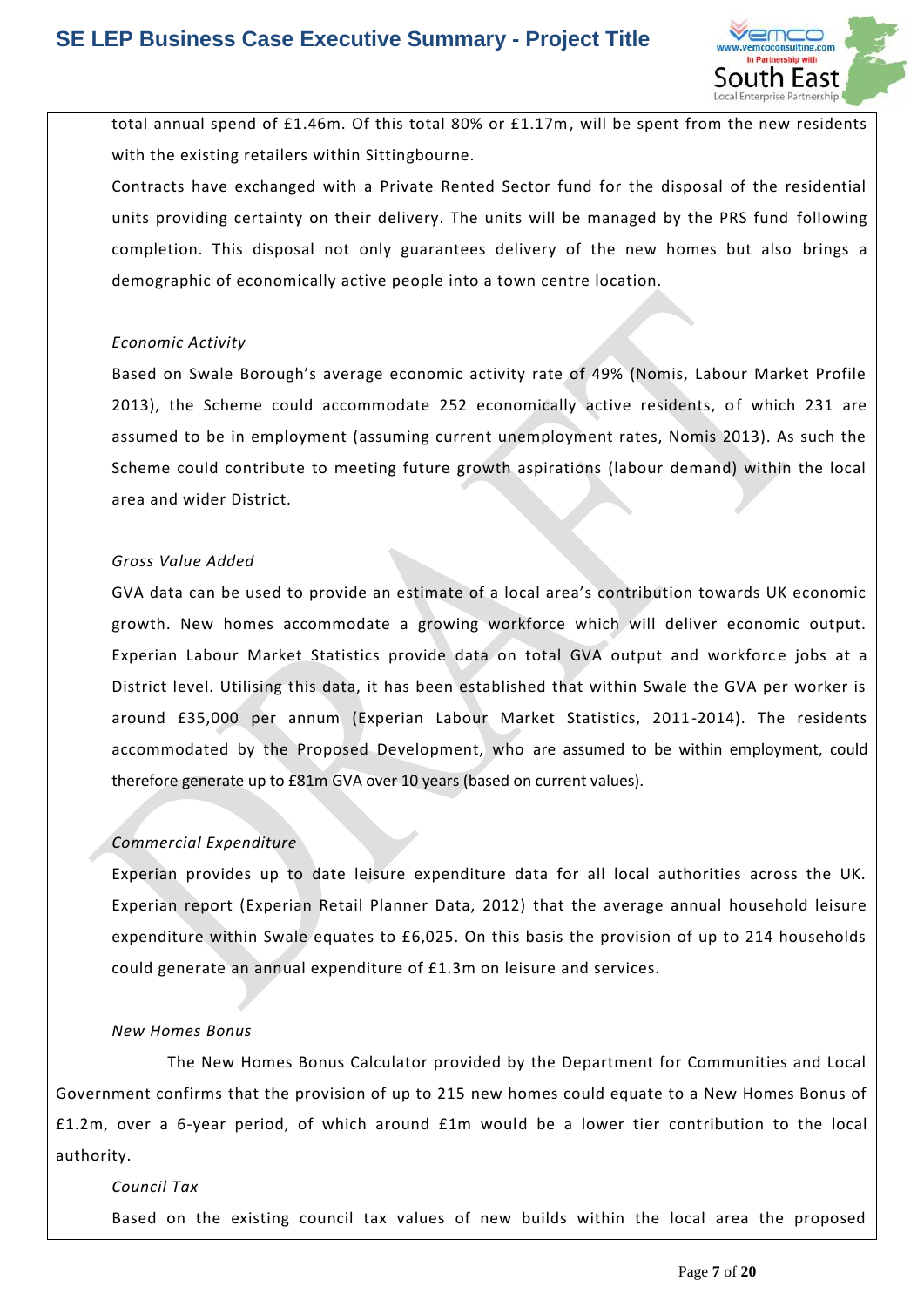total annual spend of £1.46m. Of this total 80% or £1.17m, will be spent from the new residents with the existing retailers within Sittingbourne.

Contracts have exchanged with a Private Rented Sector fund for the disposal of the residential units providing certainty on their delivery. The units will be managed by the PRS fund following completion. This disposal not only guarantees delivery of the new homes but also brings a demographic of economically active people into a town centre location.

*Economic Activity*

Based on Swale Borough's average economic activity rate of 49% (Nomis, Labour Market Profile 2013), the Scheme could accommodate 252 economically active residents, of which 231 are assumed to be in employment (assuming current unemployment rates, Nomis 2013). As such the Scheme could contribute to meeting future growth aspirations (labour demand) within the local area and wider District.

*Gross Value Added*

GVA data can be used to provide an estimate of a local area's contribution towards UK economic growth. New homes accommodate a growing workforce which will deliver economic output. Experian Labour Market Statistics provide data on total GVA output and workforce jobs at a District level. Utilising this data, it has been established that within Swale the GVA per worker is around £35,000 per annum (Experian Labour Market Statistics, 2011-2014). The residents accommodated by the Proposed Development, who are assumed to be within employment, could therefore generate up to £81m GVA over 10 years (based on current values).

*Commercial Expenditure*

Experian provides up to date leisure expenditure data for all local authorities across the UK. Experian report (Experian Retail Planner Data, 2012) that the average annual household leisure expenditure within Swale equates to £6,025. On this basis the provision of up to 214 households could generate an annual expenditure of £1.3m on leisure and services.

*New Homes Bonus*

The New Homes Bonus Calculator provided by the Department for Communities and Local Government confirms that the provision of up to 215 new homes could equate to a New Homes Bonus of £1.2m, over a 6-year period, of which around £1m would be a lower tier contribution to the local authority.

*Council Tax*

Based on the existing council tax values of new builds within the local area the proposed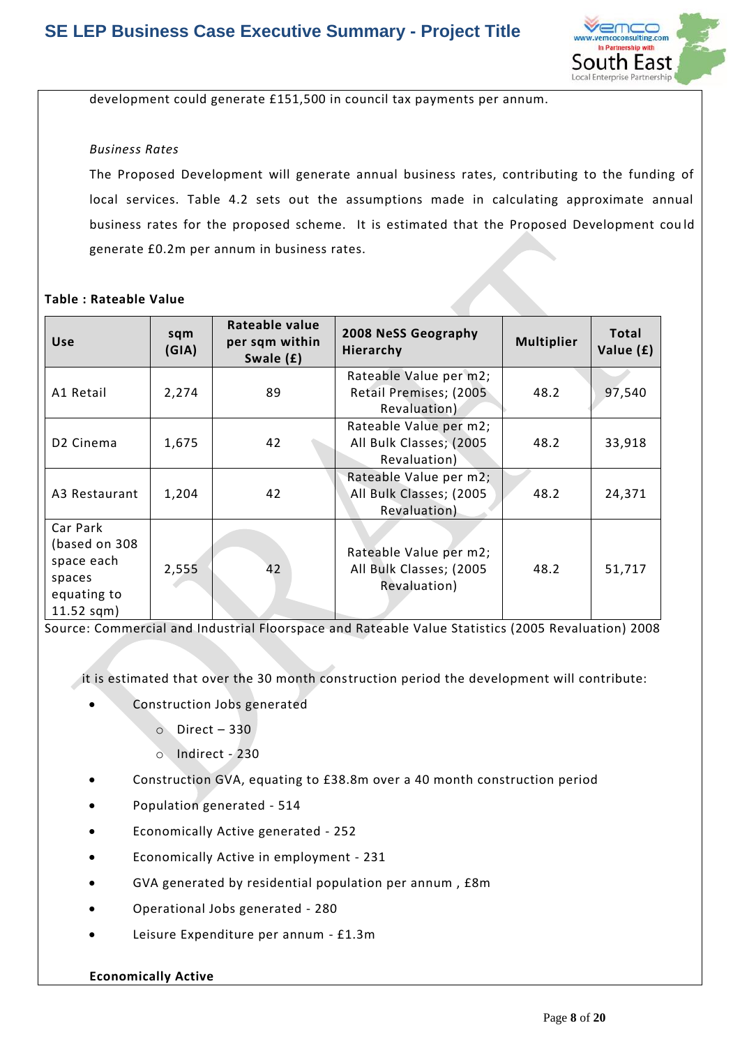development could generate £151,500 in council tax payments per annum.

*Business Rates*

The Proposed Development will generate annual business rates, contributing to the funding of local services. Table 4.2 sets out the assumptions made in calculating approximate annual business rates for the proposed scheme. It is estimated that the Proposed Development could generate £0.2m per annum in business rates.

**Table : Rateable Value**

| Use | sqm (GIA) | Rateable value per sqm within Swale (£) | 2008 NeSS Geography Hierarchy | Multiplier | Total Value (£) |
|---|---|---|---|---|---|
| A1 Retail | 2,274 | 89 | Rateable Value per m2; Retail Premises; (2005 Revaluation) | 48.2 | 97,540 |
| D2 Cinema | 1,675 | 42 | Rateable Value per m2; All Bulk Classes; (2005 Revaluation) | 48.2 | 33,918 |
| A3 Restaurant | 1,204 | 42 | Rateable Value per m2; All Bulk Classes; (2005 Revaluation) | 48.2 | 24,371 |
| Car Park (based on 308 space each spaces equating to 11.52 sqm) | 2,555 | 42 | Rateable Value per m2; All Bulk Classes; (2005 Revaluation) | 48.2 | 51,717 |

Source: Commercial and Industrial Floorspace and Rateable Value Statistics (2005 Revaluation) 2008

it is estimated that over the 30 month construction period the development will contribute:

- Construction Jobs generated
  - Direct – 330
  - Indirect - 230
- Construction GVA, equating to £38.8m over a 40 month construction period
- Population generated - 514
- Economically Active generated - 252
- Economically Active in employment - 231
- GVA generated by residential population per annum , £8m
- Operational Jobs generated - 280
- Leisure Expenditure per annum - £1.3m

**Economically Active**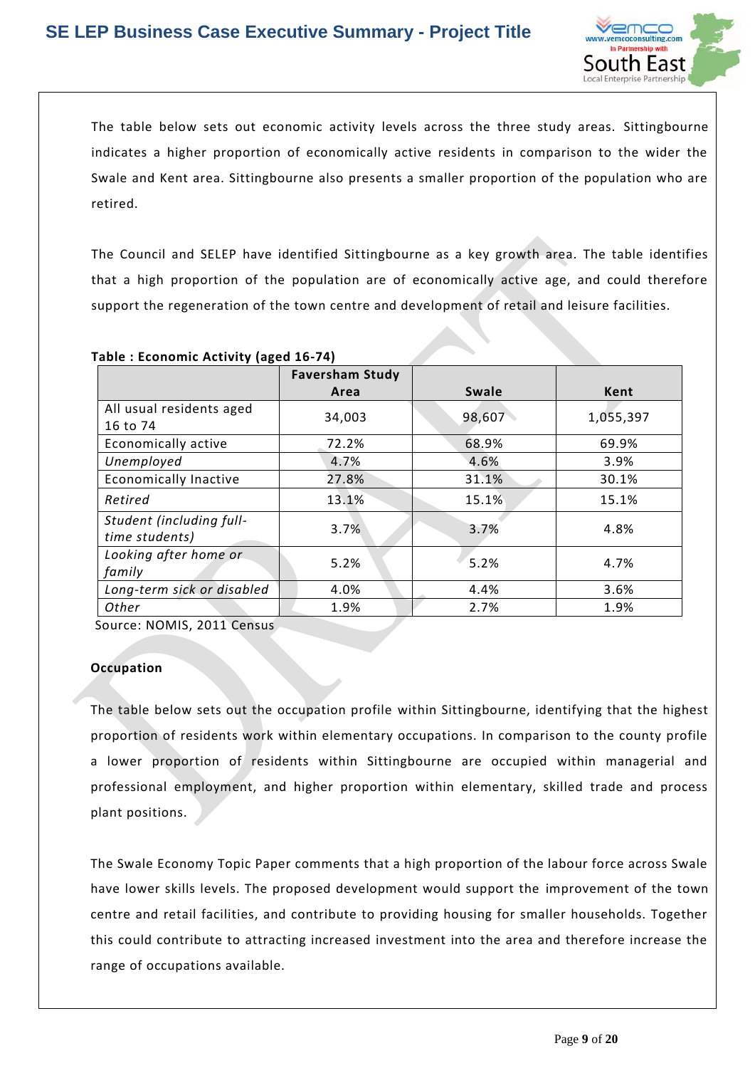The table below sets out economic activity levels across the three study areas. Sittingbourne indicates a higher proportion of economically active residents in comparison to the wider the Swale and Kent area. Sittingbourne also presents a smaller proportion of the population who are retired.

The Council and SELEP have identified Sittingbourne as a key growth area. The table identifies that a high proportion of the population are of economically active age, and could therefore support the regeneration of the town centre and development of retail and leisure facilities.

**Table : Economic Activity (aged 16-74)**

| | Faversham Study Area | Swale | Kent |
|---|---|---|---|
| All usual residents aged 16 to 74 | 34,003 | 98,607 | 1,055,397 |
| Economically active | 72.2% | 68.9% | 69.9% |
| *Unemployed* | 4.7% | 4.6% | 3.9% |
| Economically Inactive | 27.8% | 31.1% | 30.1% |
| *Retired* | 13.1% | 15.1% | 15.1% |
| *Student (including full-time students)* | 3.7% | 3.7% | 4.8% |
| *Looking after home or family* | 5.2% | 5.2% | 4.7% |
| *Long-term sick or disabled* | 4.0% | 4.4% | 3.6% |
| *Other* | 1.9% | 2.7% | 1.9% |

Source: NOMIS, 2011 Census

**Occupation**

The table below sets out the occupation profile within Sittingbourne, identifying that the highest proportion of residents work within elementary occupations. In comparison to the county profile a lower proportion of residents within Sittingbourne are occupied within managerial and professional employment, and higher proportion within elementary, skilled trade and process plant positions.

The Swale Economy Topic Paper comments that a high proportion of the labour force across Swale have lower skills levels. The proposed development would support the improvement of the town centre and retail facilities, and contribute to providing housing for smaller households. Together this could contribute to attracting increased investment into the area and therefore increase the range of occupations available.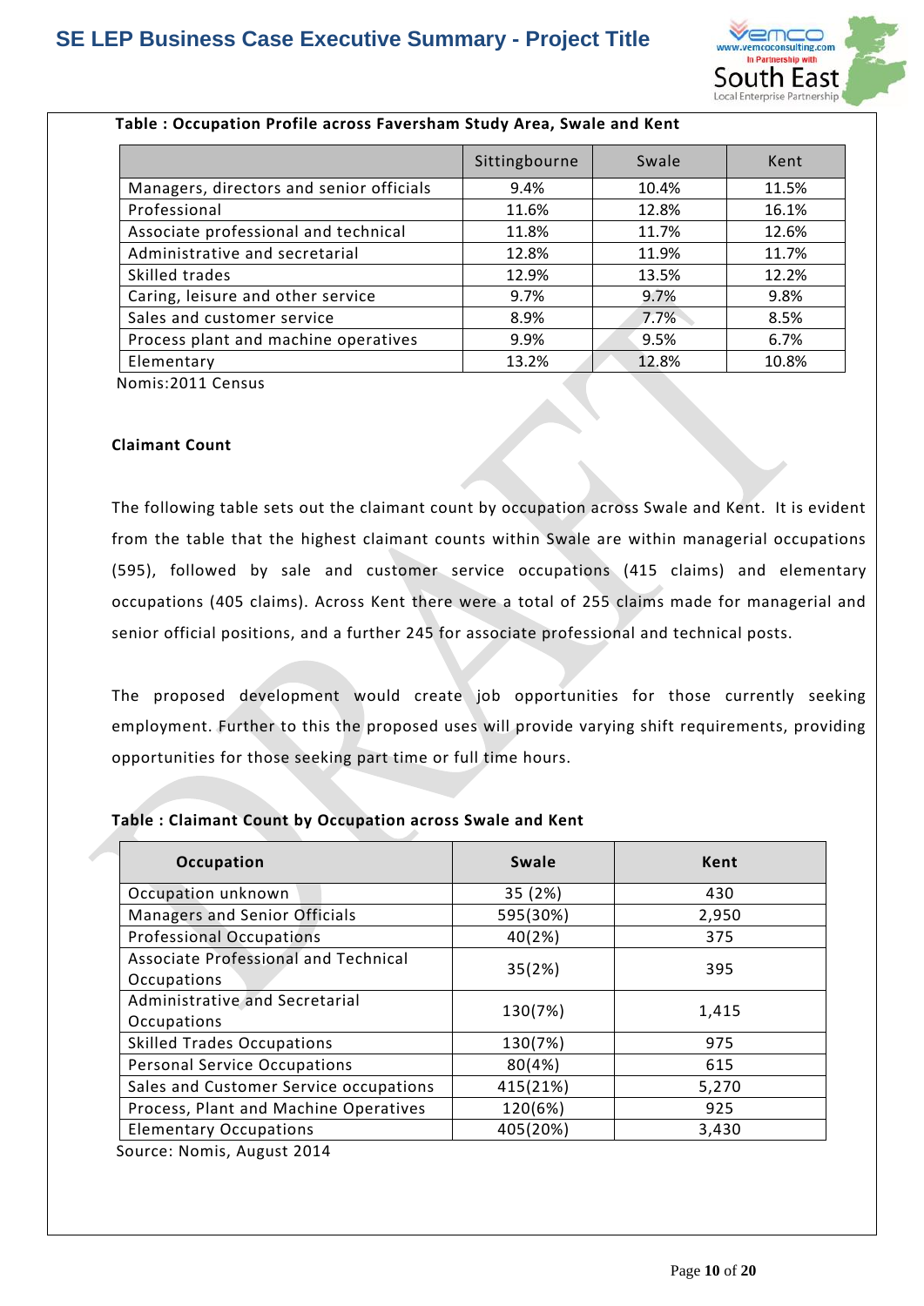**Table : Occupation Profile across Faversham Study Area, Swale and Kent**

| | Sittingbourne | Swale | Kent |
|---|---|---|---|
| Managers, directors and senior officials | 9.4% | 10.4% | 11.5% |
| Professional | 11.6% | 12.8% | 16.1% |
| Associate professional and technical | 11.8% | 11.7% | 12.6% |
| Administrative and secretarial | 12.8% | 11.9% | 11.7% |
| Skilled trades | 12.9% | 13.5% | 12.2% |
| Caring, leisure and other service | 9.7% | 9.7% | 9.8% |
| Sales and customer service | 8.9% | 7.7% | 8.5% |
| Process plant and machine operatives | 9.9% | 9.5% | 6.7% |
| Elementary | 13.2% | 12.8% | 10.8% |

Nomis:2011 Census

**Claimant Count**

The following table sets out the claimant count by occupation across Swale and Kent. It is evident from the table that the highest claimant counts within Swale are within managerial occupations (595), followed by sale and customer service occupations (415 claims) and elementary occupations (405 claims). Across Kent there were a total of 255 claims made for managerial and senior official positions, and a further 245 for associate professional and technical posts.

The proposed development would create job opportunities for those currently seeking employment. Further to this the proposed uses will provide varying shift requirements, providing opportunities for those seeking part time or full time hours.

**Table : Claimant Count by Occupation across Swale and Kent**

| Occupation | Swale | Kent |
|---|---|---|
| Occupation unknown | 35 (2%) | 430 |
| Managers and Senior Officials | 595(30%) | 2,950 |
| Professional Occupations | 40(2%) | 375 |
| Associate Professional and Technical Occupations | 35(2%) | 395 |
| Administrative and Secretarial Occupations | 130(7%) | 1,415 |
| Skilled Trades Occupations | 130(7%) | 975 |
| Personal Service Occupations | 80(4%) | 615 |
| Sales and Customer Service occupations | 415(21%) | 5,270 |
| Process, Plant and Machine Operatives | 120(6%) | 925 |
| Elementary Occupations | 405(20%) | 3,430 |

Source: Nomis, August 2014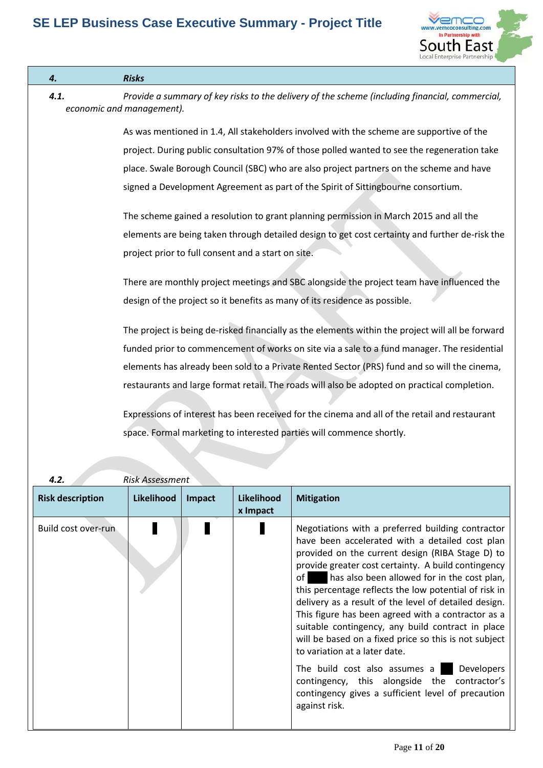## 4. Risks

**4.1.** *Provide a summary of key risks to the delivery of the scheme (including financial, commercial, economic and management).*

As was mentioned in 1.4, All stakeholders involved with the scheme are supportive of the project. During public consultation 97% of those polled wanted to see the regeneration take place. Swale Borough Council (SBC) who are also project partners on the scheme and have signed a Development Agreement as part of the Spirit of Sittingbourne consortium.

The scheme gained a resolution to grant planning permission in March 2015 and all the elements are being taken through detailed design to get cost certainty and further de-risk the project prior to full consent and a start on site.

There are monthly project meetings and SBC alongside the project team have influenced the design of the project so it benefits as many of its residence as possible.

The project is being de-risked financially as the elements within the project will all be forward funded prior to commencement of works on site via a sale to a fund manager. The residential elements has already been sold to a Private Rented Sector (PRS) fund and so will the cinema, restaurants and large format retail. The roads will also be adopted on practical completion.

Expressions of interest has been received for the cinema and all of the retail and restaurant space. Formal marketing to interested parties will commence shortly.

**4.2.** *Risk Assessment*

| Risk description | Likelihood | Impact | Likelihood x Impact | Mitigation |
|---|---|---|---|---|
| Build cost over-run | █ | █ | █ | Negotiations with a preferred building contractor have been accelerated with a detailed cost plan provided on the current design (RIBA Stage D) to provide greater cost certainty. A build contingency of ████ has also been allowed for in the cost plan, this percentage reflects the low potential of risk in delivery as a result of the level of detailed design. This figure has been agreed with a contractor as a suitable contingency, any build contract in place will be based on a fixed price so this is not subject to variation at a later date.<br><br>The build cost also assumes a ██ Developers contingency, this alongside the contractor's contingency gives a sufficient level of precaution against risk. |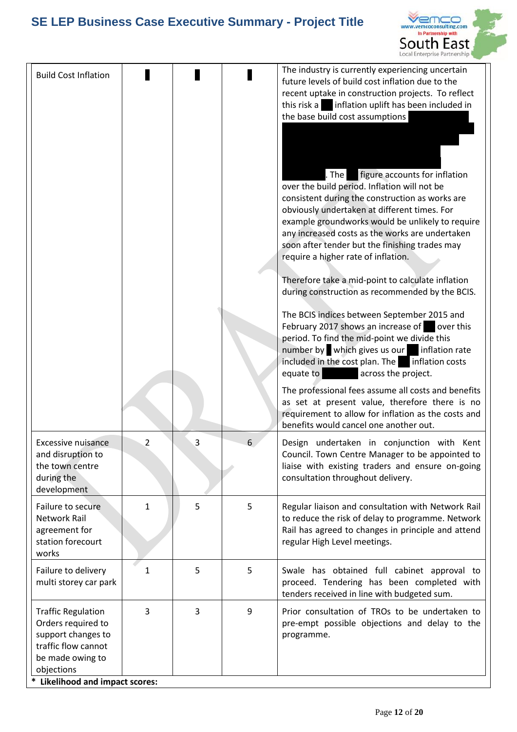| Build Cost Inflation | █ | █ | █ | The industry is currently experiencing uncertain future levels of build cost inflation due to the recent uptake in construction projects. To reflect this risk a █ inflation uplift has been included in the base build cost assumptions █ . The █ figure accounts for inflation over the build period. Inflation will not be consistent during the construction as works are obviously undertaken at different times. For example groundworks would be unlikely to require any increased costs as the works are undertaken soon after tender but the finishing trades may require a higher rate of inflation.<br><br>Therefore take a mid-point to calculate inflation during construction as recommended by the BCIS.<br><br>The BCIS indices between September 2015 and February 2017 shows an increase of █ over this period. To find the mid-point we divide this number by █ which gives us our █ inflation rate included in the cost plan. The █ inflation costs equate to █ across the project.<br><br>The professional fees assume all costs and benefits as set at present value, therefore there is no requirement to allow for inflation as the costs and benefits would cancel one another out. |
|---|---|---|---|---|
| Excessive nuisance and disruption to the town centre during the development | 2 | 3 | 6 | Design undertaken in conjunction with Kent Council. Town Centre Manager to be appointed to liaise with existing traders and ensure on-going consultation throughout delivery. |
| Failure to secure Network Rail agreement for station forecourt works | 1 | 5 | 5 | Regular liaison and consultation with Network Rail to reduce the risk of delay to programme. Network Rail has agreed to changes in principle and attend regular High Level meetings. |
| Failure to delivery multi storey car park | 1 | 5 | 5 | Swale has obtained full cabinet approval to proceed. Tendering has been completed with tenders received in line with budgeted sum. |
| Traffic Regulation Orders required to support changes to traffic flow cannot be made owing to objections | 3 | 3 | 9 | Prior consultation of TROs to be undertaken to pre-empt possible objections and delay to the programme. |

**\* Likelihood and impact scores:**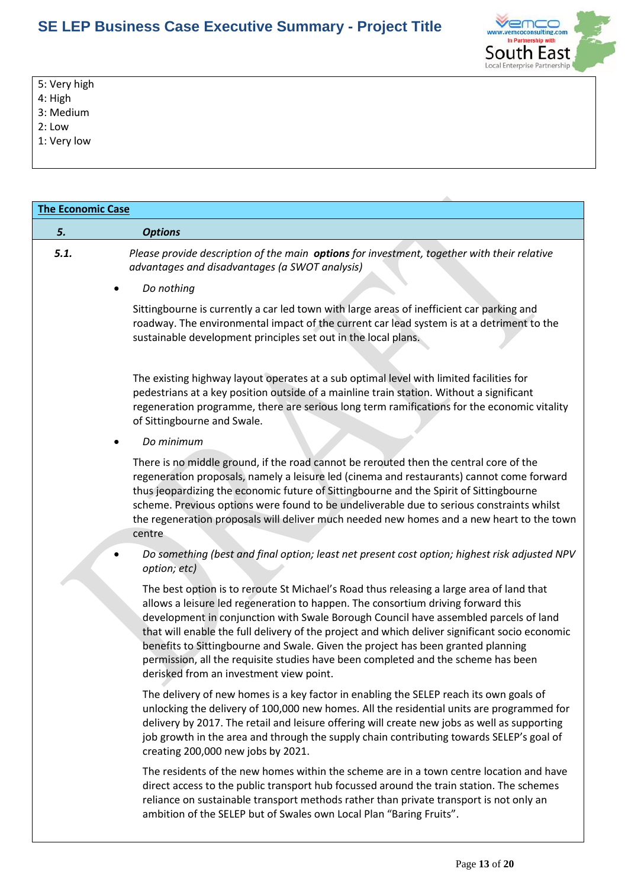5: Very high
4: High
3: Medium
2: Low
1: Very low

## The Economic Case

**5. *Options***

**5.1.** *Please provide description of the main* ***options*** *for investment, together with their relative advantages and disadvantages (a SWOT analysis)*

- *Do nothing*

Sittingbourne is currently a car led town with large areas of inefficient car parking and roadway. The environmental impact of the current car lead system is at a detriment to the sustainable development principles set out in the local plans.

The existing highway layout operates at a sub optimal level with limited facilities for pedestrians at a key position outside of a mainline train station. Without a significant regeneration programme, there are serious long term ramifications for the economic vitality of Sittingbourne and Swale.

- *Do minimum*

There is no middle ground, if the road cannot be rerouted then the central core of the regeneration proposals, namely a leisure led (cinema and restaurants) cannot come forward thus jeopardizing the economic future of Sittingbourne and the Spirit of Sittingbourne scheme. Previous options were found to be undeliverable due to serious constraints whilst the regeneration proposals will deliver much needed new homes and a new heart to the town centre

- *Do something (best and final option; least net present cost option; highest risk adjusted NPV option; etc)*

The best option is to reroute St Michael's Road thus releasing a large area of land that allows a leisure led regeneration to happen. The consortium driving forward this development in conjunction with Swale Borough Council have assembled parcels of land that will enable the full delivery of the project and which deliver significant socio economic benefits to Sittingbourne and Swale. Given the project has been granted planning permission, all the requisite studies have been completed and the scheme has been derisked from an investment view point.

The delivery of new homes is a key factor in enabling the SELEP reach its own goals of unlocking the delivery of 100,000 new homes. All the residential units are programmed for delivery by 2017. The retail and leisure offering will create new jobs as well as supporting job growth in the area and through the supply chain contributing towards SELEP's goal of creating 200,000 new jobs by 2021.

The residents of the new homes within the scheme are in a town centre location and have direct access to the public transport hub focussed around the train station. The schemes reliance on sustainable transport methods rather than private transport is not only an ambition of the SELEP but of Swales own Local Plan "Baring Fruits".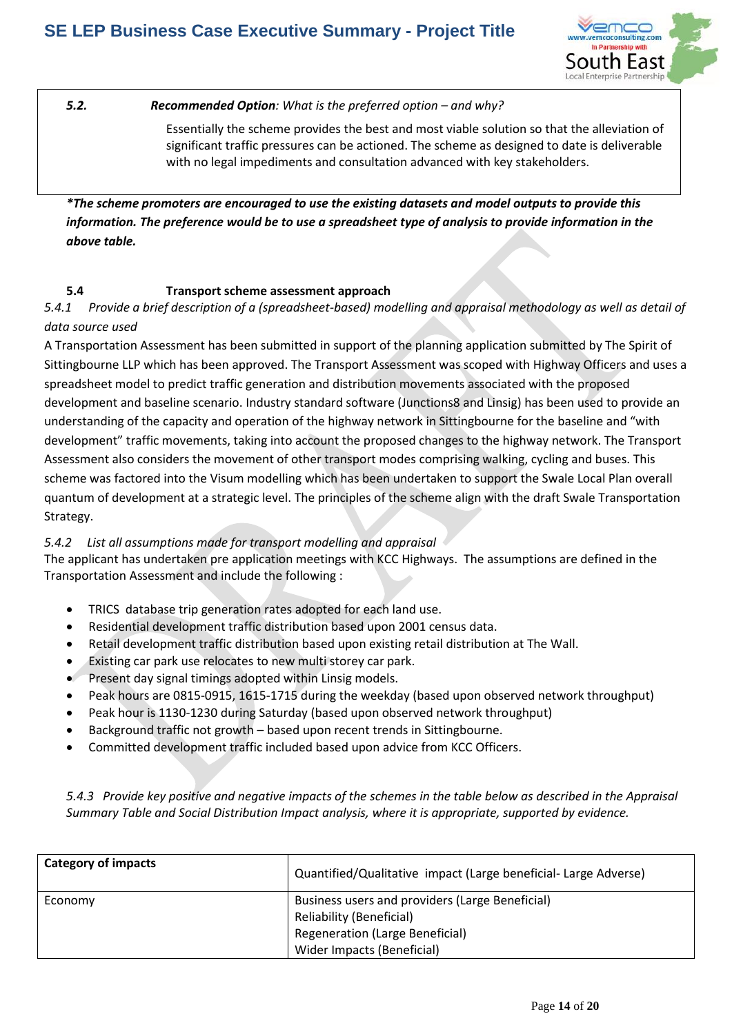**5.2.** ***Recommended Option****: What is the preferred option – and why?*

Essentially the scheme provides the best and most viable solution so that the alleviation of significant traffic pressures can be actioned. The scheme as designed to date is deliverable with no legal impediments and consultation advanced with key stakeholders.

***The scheme promoters are encouraged to use the existing datasets and model outputs to provide this information. The preference would be to use a spreadsheet type of analysis to provide information in the above table.**

### 5.4 Transport scheme assessment approach

*5.4.1 Provide a brief description of a (spreadsheet-based) modelling and appraisal methodology as well as detail of data source used*

A Transportation Assessment has been submitted in support of the planning application submitted by The Spirit of Sittingbourne LLP which has been approved. The Transport Assessment was scoped with Highway Officers and uses a spreadsheet model to predict traffic generation and distribution movements associated with the proposed development and baseline scenario. Industry standard software (Junctions8 and Linsig) has been used to provide an understanding of the capacity and operation of the highway network in Sittingbourne for the baseline and "with development" traffic movements, taking into account the proposed changes to the highway network. The Transport Assessment also considers the movement of other transport modes comprising walking, cycling and buses. This scheme was factored into the Visum modelling which has been undertaken to support the Swale Local Plan overall quantum of development at a strategic level. The principles of the scheme align with the draft Swale Transportation Strategy.

*5.4.2 List all assumptions made for transport modelling and appraisal*

The applicant has undertaken pre application meetings with KCC Highways. The assumptions are defined in the Transportation Assessment and include the following :

- TRICS database trip generation rates adopted for each land use.
- Residential development traffic distribution based upon 2001 census data.
- Retail development traffic distribution based upon existing retail distribution at The Wall.
- Existing car park use relocates to new multi storey car park.
- Present day signal timings adopted within Linsig models.
- Peak hours are 0815-0915, 1615-1715 during the weekday (based upon observed network throughput)
- Peak hour is 1130-1230 during Saturday (based upon observed network throughput)
- Background traffic not growth – based upon recent trends in Sittingbourne.
- Committed development traffic included based upon advice from KCC Officers.

*5.4.3 Provide key positive and negative impacts of the schemes in the table below as described in the Appraisal Summary Table and Social Distribution Impact analysis, where it is appropriate, supported by evidence.*

| **Category of impacts** | Quantified/Qualitative impact (Large beneficial- Large Adverse) |
|---|---|
| Economy | Business users and providers (Large Beneficial)<br>Reliability (Beneficial)<br>Regeneration (Large Beneficial)<br>Wider Impacts (Beneficial) |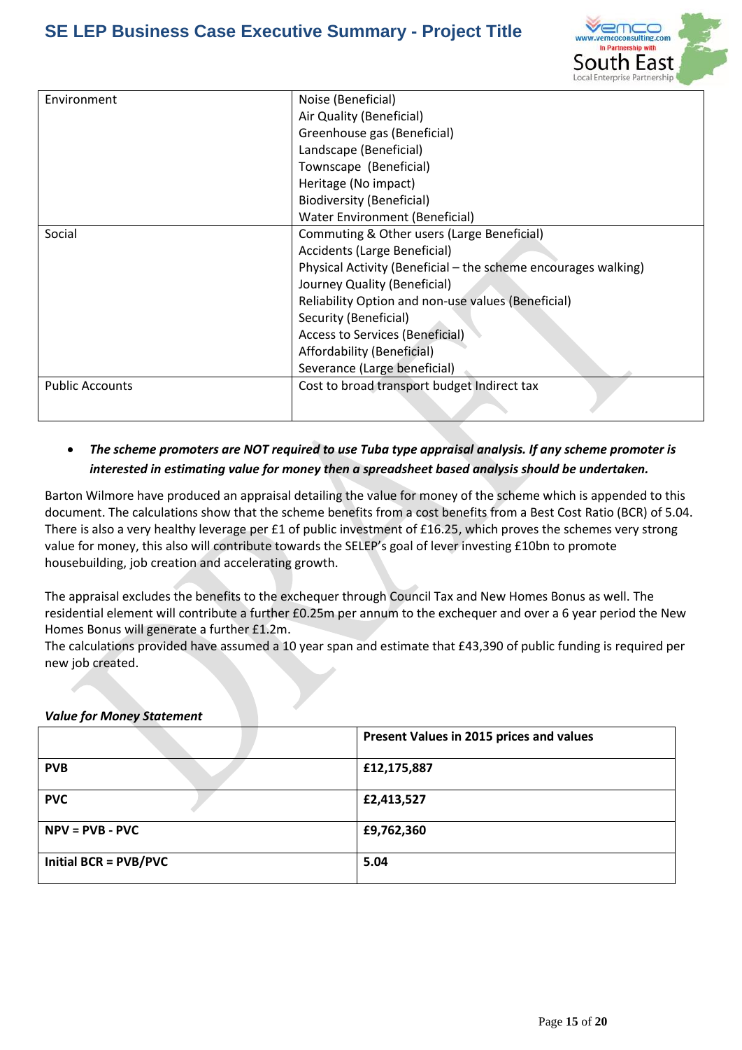| Environment | Noise (Beneficial)<br>Air Quality (Beneficial)<br>Greenhouse gas (Beneficial)<br>Landscape (Beneficial)<br>Townscape (Beneficial)<br>Heritage (No impact)<br>Biodiversity (Beneficial)<br>Water Environment (Beneficial) |
|---|---|
| Social | Commuting & Other users (Large Beneficial)<br>Accidents (Large Beneficial)<br>Physical Activity (Beneficial – the scheme encourages walking)<br>Journey Quality (Beneficial)<br>Reliability Option and non-use values (Beneficial)<br>Security (Beneficial)<br>Access to Services (Beneficial)<br>Affordability (Beneficial)<br>Severance (Large beneficial) |
| Public Accounts | Cost to broad transport budget Indirect tax |

- ***The scheme promoters are NOT required to use Tuba type appraisal analysis. If any scheme promoter is interested in estimating value for money then a spreadsheet based analysis should be undertaken.***

Barton Wilmore have produced an appraisal detailing the value for money of the scheme which is appended to this document. The calculations show that the scheme benefits from a cost benefits from a Best Cost Ratio (BCR) of 5.04. There is also a very healthy leverage per £1 of public investment of £16.25, which proves the schemes very strong value for money, this also will contribute towards the SELEP's goal of lever investing £10bn to promote housebuilding, job creation and accelerating growth.

The appraisal excludes the benefits to the exchequer through Council Tax and New Homes Bonus as well. The residential element will contribute a further £0.25m per annum to the exchequer and over a 6 year period the New Homes Bonus will generate a further £1.2m.
The calculations provided have assumed a 10 year span and estimate that £43,390 of public funding is required per new job created.

***Value for Money Statement***

| | **Present Values in 2015 prices and values** |
|---|---|
| **PVB** | **£12,175,887** |
| **PVC** | **£2,413,527** |
| **NPV = PVB - PVC** | **£9,762,360** |
| **Initial BCR = PVB/PVC** | **5.04** |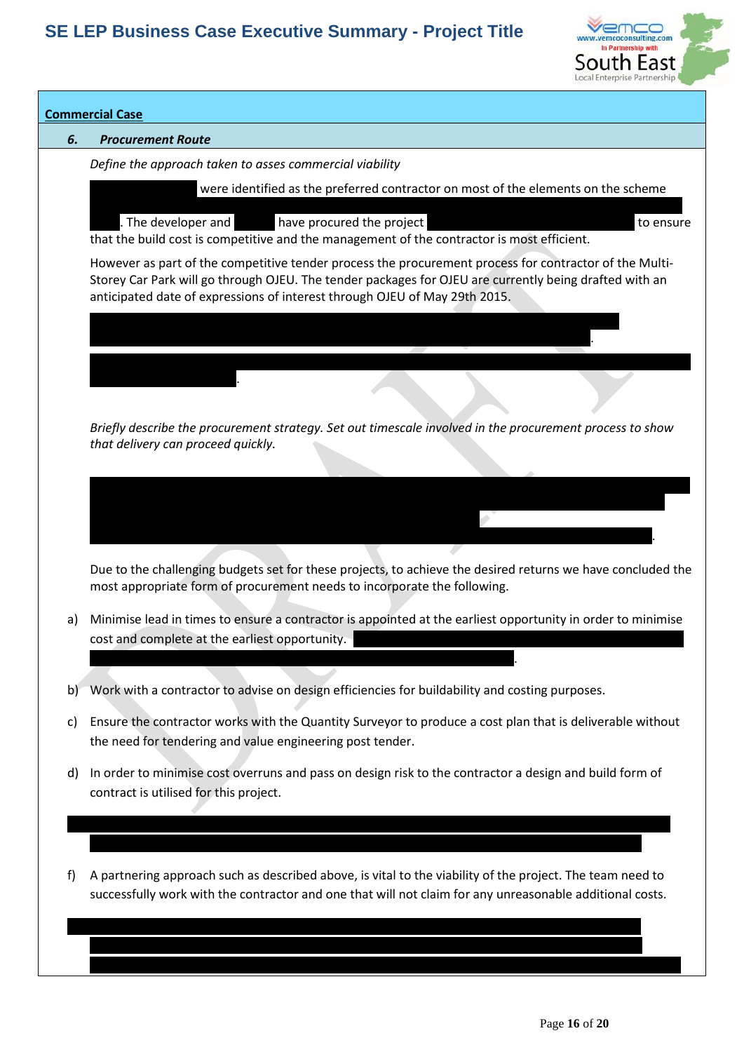## Commercial Case

### 6. Procurement Route

*Define the approach taken to asses commercial viability*

were identified as the preferred contractor on most of the elements on the scheme . The developer and have procured the project to ensure that the build cost is competitive and the management of the contractor is most efficient.

However as part of the competitive tender process the procurement process for contractor of the Multi-Storey Car Park will go through OJEU. The tender packages for OJEU are currently being drafted with an anticipated date of expressions of interest through OJEU of May 29th 2015.

.

.

*Briefly describe the procurement strategy. Set out timescale involved in the procurement process to show that delivery can proceed quickly.*

.

Due to the challenging budgets set for these projects, to achieve the desired returns we have concluded the most appropriate form of procurement needs to incorporate the following.

a) Minimise lead in times to ensure a contractor is appointed at the earliest opportunity in order to minimise cost and complete at the earliest opportunity. .

b) Work with a contractor to advise on design efficiencies for buildability and costing purposes.

c) Ensure the contractor works with the Quantity Surveyor to produce a cost plan that is deliverable without the need for tendering and value engineering post tender.

d) In order to minimise cost overruns and pass on design risk to the contractor a design and build form of contract is utilised for this project.

f) A partnering approach such as described above, is vital to the viability of the project. The team need to successfully work with the contractor and one that will not claim for any unreasonable additional costs.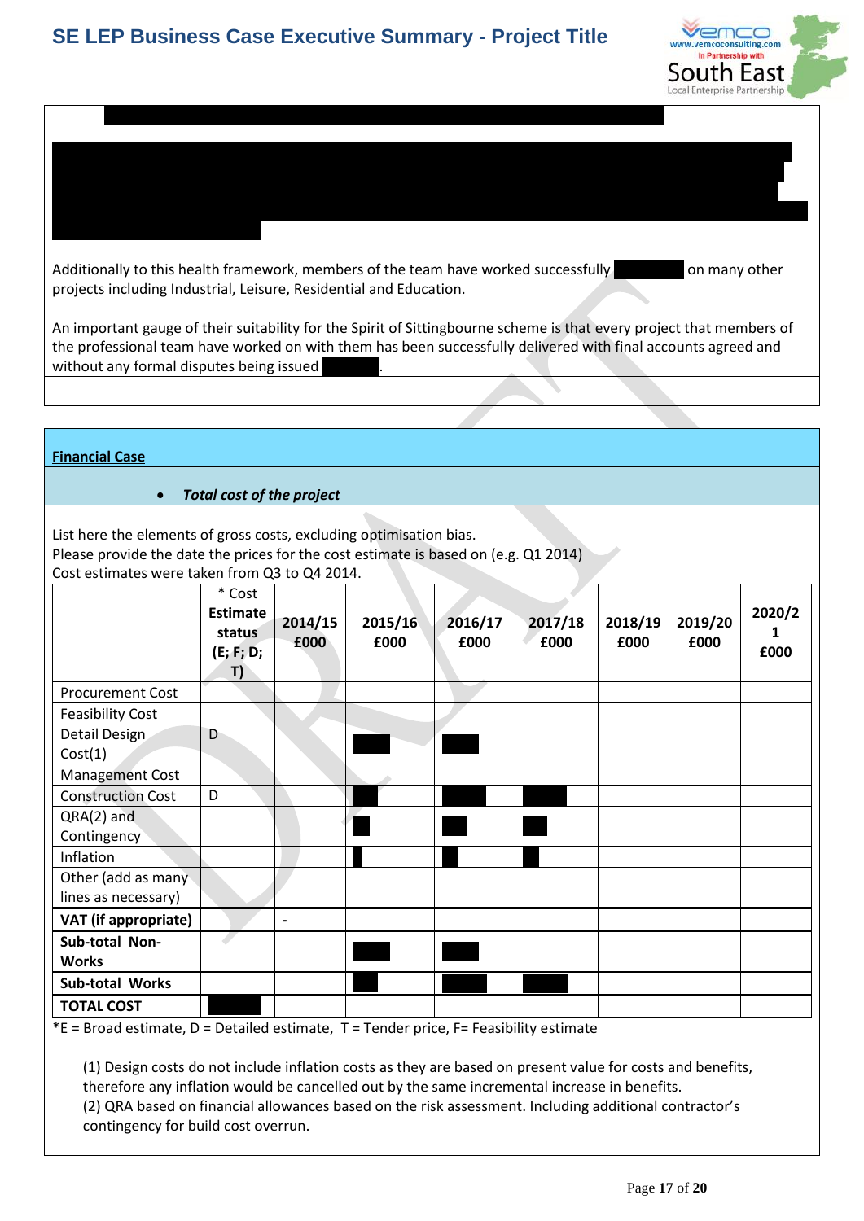Additionally to this health framework, members of the team have worked successfully on many other projects including Industrial, Leisure, Residential and Education.

An important gauge of their suitability for the Spirit of Sittingbourne scheme is that every project that members of the professional team have worked on with them has been successfully delivered with final accounts agreed and without any formal disputes being issued .

## Financial Case

- ***Total cost of the project***

List here the elements of gross costs, excluding optimisation bias.
Please provide the date the prices for the cost estimate is based on (e.g. Q1 2014)
Cost estimates were taken from Q3 to Q4 2014.

| | * Cost **Estimate status (E; F; D; T)** | **2014/15 £000** | **2015/16 £000** | **2016/17 £000** | **2017/18 £000** | **2018/19 £000** | **2019/20 £000** | **2020/21 £000** |
|---|---|---|---|---|---|---|---|---|
| Procurement Cost | | | | | | | | |
| Feasibility Cost | | | | | | | | |
| Detail Design Cost(1) | D | | | | | | | |
| Management Cost | | | | | | | | |
| Construction Cost | D | | | | | | | |
| QRA(2) and Contingency | | | | | | | | |
| Inflation | | | | | | | | |
| Other (add as many lines as necessary) | | | | | | | | |
| **VAT (if appropriate)** | | - | | | | | | |
| **Sub-total Non-Works** | | | | | | | | |
| **Sub-total Works** | | | | | | | | |
| **TOTAL COST** | | | | | | | | |

*E = Broad estimate, D = Detailed estimate, T = Tender price, F= Feasibility estimate

(1) Design costs do not include inflation costs as they are based on present value for costs and benefits, therefore any inflation would be cancelled out by the same incremental increase in benefits.
(2) QRA based on financial allowances based on the risk assessment. Including additional contractor's contingency for build cost overrun.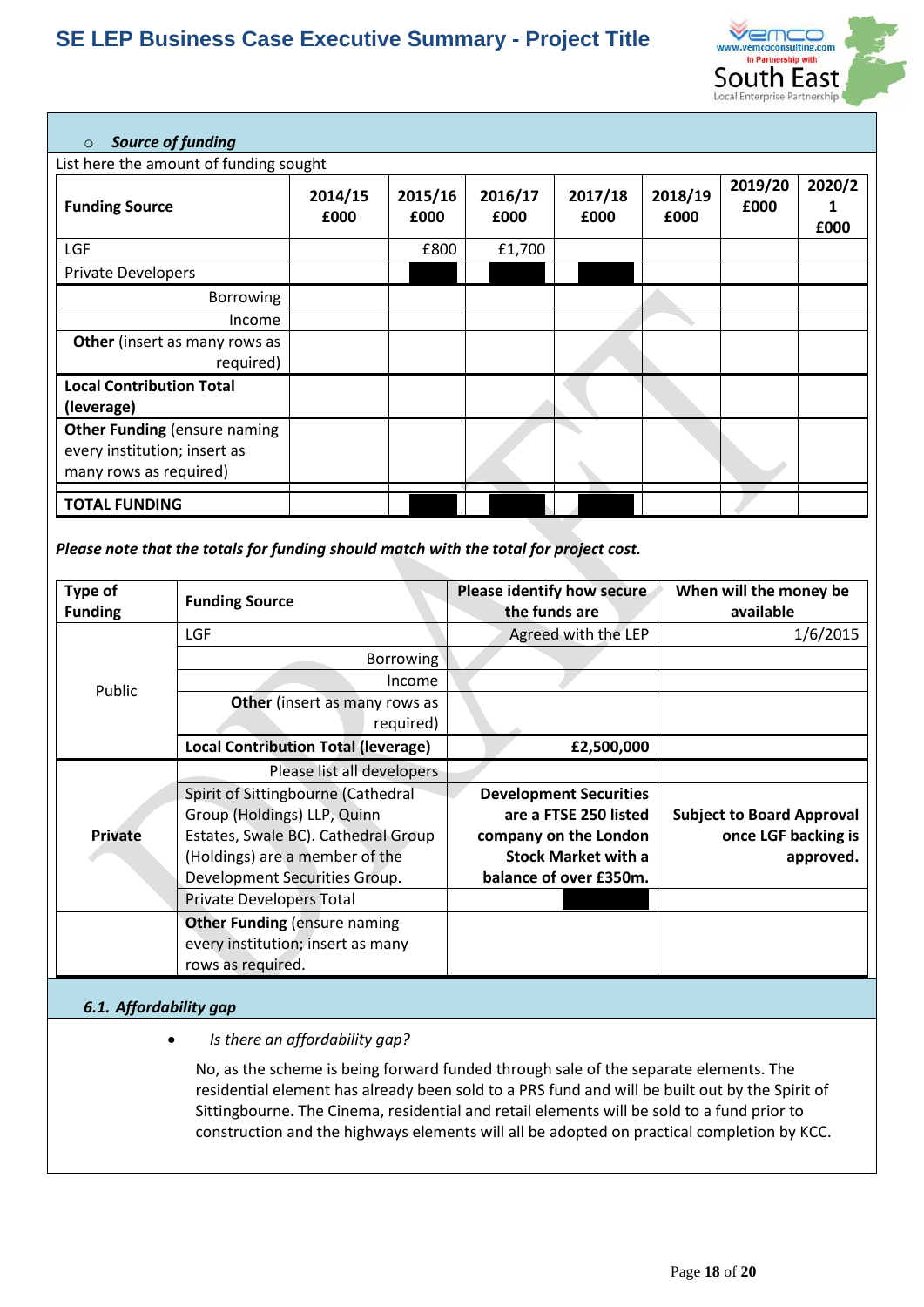- ***Source of funding***

List here the amount of funding sought

| Funding Source | 2014/15 £000 | 2015/16 £000 | 2016/17 £000 | 2017/18 £000 | 2018/19 £000 | 2019/20 £000 | 2020/21 £000 |
|---|---|---|---|---|---|---|---|
| LGF | | £800 | £1,700 | | | | |
| Private Developers | | | | | | | |
| Borrowing | | | | | | | |
| Income | | | | | | | |
| **Other** (insert as many rows as required) | | | | | | | |
| **Local Contribution Total (leverage)** | | | | | | | |
| **Other Funding** (ensure naming every institution; insert as many rows as required) | | | | | | | |
| **TOTAL FUNDING** | | | | | | | |

***Please note that the totals for funding should match with the total for project cost.***

| Type of Funding | Funding Source | Please identify how secure the funds are | When will the money be available |
|---|---|---|---|
| Public | LGF | Agreed with the LEP | 1/6/2015 |
| | Borrowing | | |
| | Income | | |
| | **Other** (insert as many rows as required) | | |
| | **Local Contribution Total (leverage)** | **£2,500,000** | |
| **Private** | Please list all developers | | |
| | Spirit of Sittingbourne (Cathedral Group (Holdings) LLP, Quinn Estates, Swale BC). Cathedral Group (Holdings) are a member of the Development Securities Group. | **Development Securities are a FTSE 250 listed company on the London Stock Market with a balance of over £350m.** | **Subject to Board Approval once LGF backing is approved.** |
| | Private Developers Total | | |
| | **Other Funding** (ensure naming every institution; insert as many rows as required.) | | |

### *6.1. Affordability gap*

- *Is there an affordability gap?*

  No, as the scheme is being forward funded through sale of the separate elements. The residential element has already been sold to a PRS fund and will be built out by the Spirit of Sittingbourne. The Cinema, residential and retail elements will be sold to a fund prior to construction and the highways elements will all be adopted on practical completion by KCC.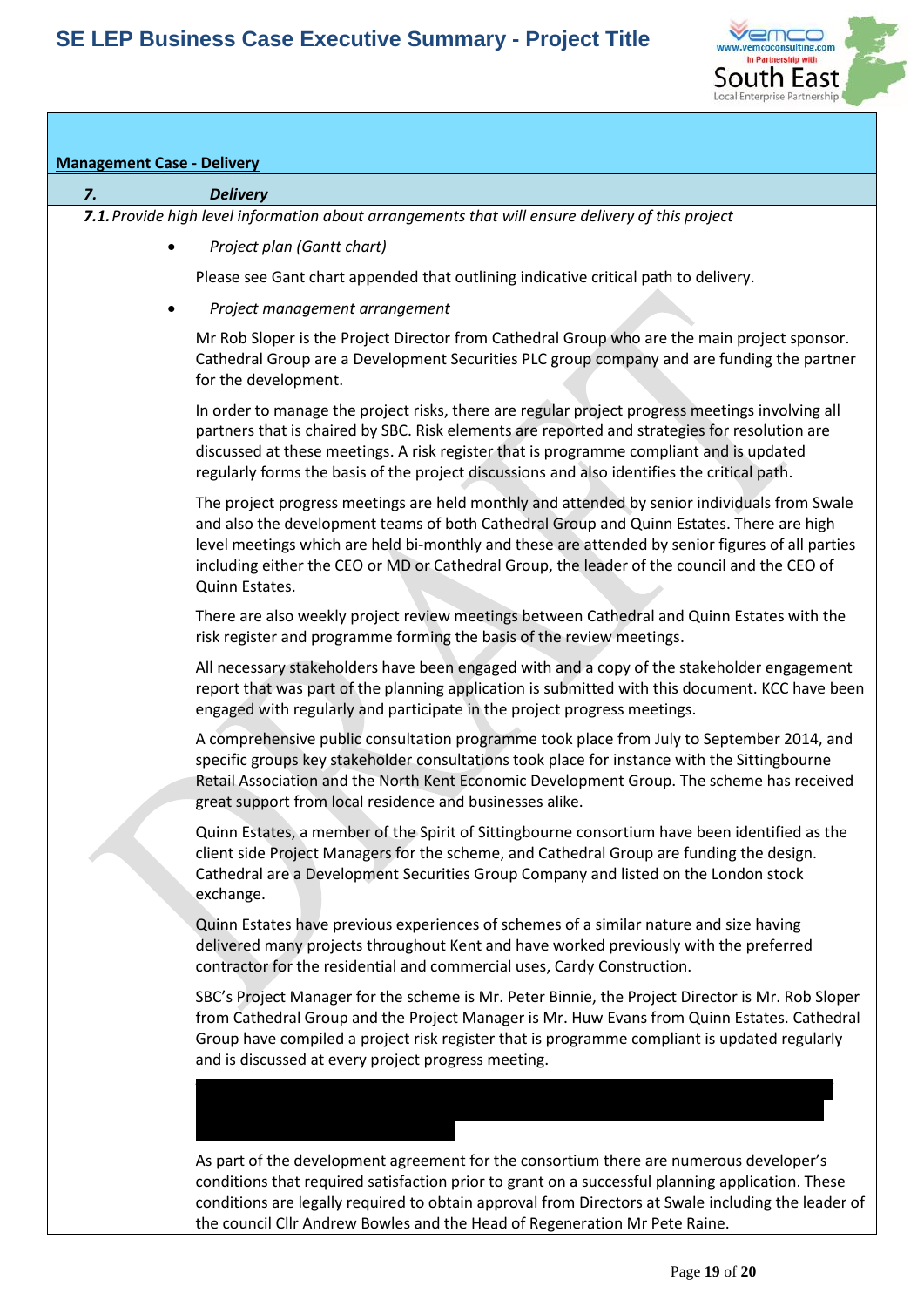**Management Case - Delivery**

***7. Delivery***

***7.1.** Provide high level information about arrangements that will ensure delivery of this project*

- *Project plan (Gantt chart)*

  Please see Gant chart appended that outlining indicative critical path to delivery.

- *Project management arrangement*

  Mr Rob Sloper is the Project Director from Cathedral Group who are the main project sponsor. Cathedral Group are a Development Securities PLC group company and are funding the partner for the development.

  In order to manage the project risks, there are regular project progress meetings involving all partners that is chaired by SBC. Risk elements are reported and strategies for resolution are discussed at these meetings. A risk register that is programme compliant and is updated regularly forms the basis of the project discussions and also identifies the critical path.

  The project progress meetings are held monthly and attended by senior individuals from Swale and also the development teams of both Cathedral Group and Quinn Estates. There are high level meetings which are held bi-monthly and these are attended by senior figures of all parties including either the CEO or MD or Cathedral Group, the leader of the council and the CEO of Quinn Estates.

  There are also weekly project review meetings between Cathedral and Quinn Estates with the risk register and programme forming the basis of the review meetings.

  All necessary stakeholders have been engaged with and a copy of the stakeholder engagement report that was part of the planning application is submitted with this document. KCC have been engaged with regularly and participate in the project progress meetings.

  A comprehensive public consultation programme took place from July to September 2014, and specific groups key stakeholder consultations took place for instance with the Sittingbourne Retail Association and the North Kent Economic Development Group. The scheme has received great support from local residence and businesses alike.

  Quinn Estates, a member of the Spirit of Sittingbourne consortium have been identified as the client side Project Managers for the scheme, and Cathedral Group are funding the design. Cathedral are a Development Securities Group Company and listed on the London stock exchange.

  Quinn Estates have previous experiences of schemes of a similar nature and size having delivered many projects throughout Kent and have worked previously with the preferred contractor for the residential and commercial uses, Cardy Construction.

  SBC's Project Manager for the scheme is Mr. Peter Binnie, the Project Director is Mr. Rob Sloper from Cathedral Group and the Project Manager is Mr. Huw Evans from Quinn Estates. Cathedral Group have compiled a project risk register that is programme compliant is updated regularly and is discussed at every project progress meeting.

  As part of the development agreement for the consortium there are numerous developer's conditions that required satisfaction prior to grant on a successful planning application. These conditions are legally required to obtain approval from Directors at Swale including the leader of the council Cllr Andrew Bowles and the Head of Regeneration Mr Pete Raine.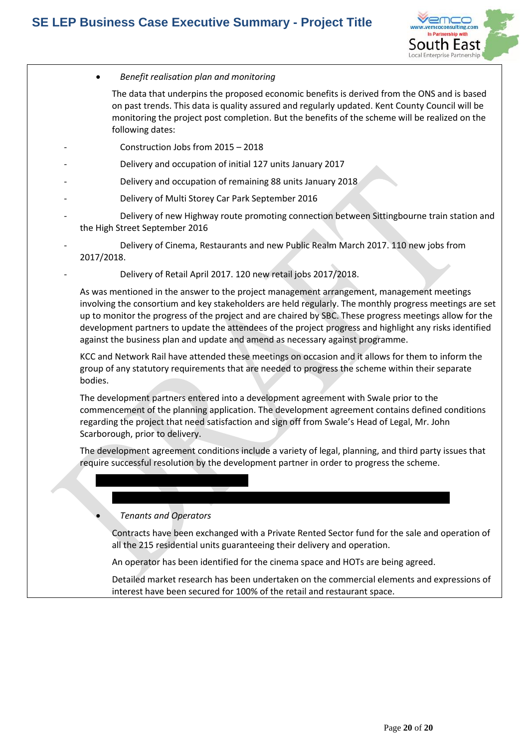- *Benefit realisation plan and monitoring*

The data that underpins the proposed economic benefits is derived from the ONS and is based on past trends. This data is quality assured and regularly updated. Kent County Council will be monitoring the project post completion. But the benefits of the scheme will be realized on the following dates:

- Construction Jobs from 2015 – 2018
- Delivery and occupation of initial 127 units January 2017
- Delivery and occupation of remaining 88 units January 2018
- Delivery of Multi Storey Car Park September 2016
- Delivery of new Highway route promoting connection between Sittingbourne train station and the High Street September 2016
- Delivery of Cinema, Restaurants and new Public Realm March 2017. 110 new jobs from 2017/2018.
- Delivery of Retail April 2017. 120 new retail jobs 2017/2018.

As was mentioned in the answer to the project management arrangement, management meetings involving the consortium and key stakeholders are held regularly. The monthly progress meetings are set up to monitor the progress of the project and are chaired by SBC. These progress meetings allow for the development partners to update the attendees of the project progress and highlight any risks identified against the business plan and update and amend as necessary against programme.

KCC and Network Rail have attended these meetings on occasion and it allows for them to inform the group of any statutory requirements that are needed to progress the scheme within their separate bodies.

The development partners entered into a development agreement with Swale prior to the commencement of the planning application. The development agreement contains defined conditions regarding the project that need satisfaction and sign off from Swale's Head of Legal, Mr. John Scarborough, prior to delivery.

The development agreement conditions include a variety of legal, planning, and third party issues that require successful resolution by the development partner in order to progress the scheme.

- *Tenants and Operators*

Contracts have been exchanged with a Private Rented Sector fund for the sale and operation of all the 215 residential units guaranteeing their delivery and operation.

An operator has been identified for the cinema space and HOTs are being agreed.

Detailed market research has been undertaken on the commercial elements and expressions of interest have been secured for 100% of the retail and restaurant space.